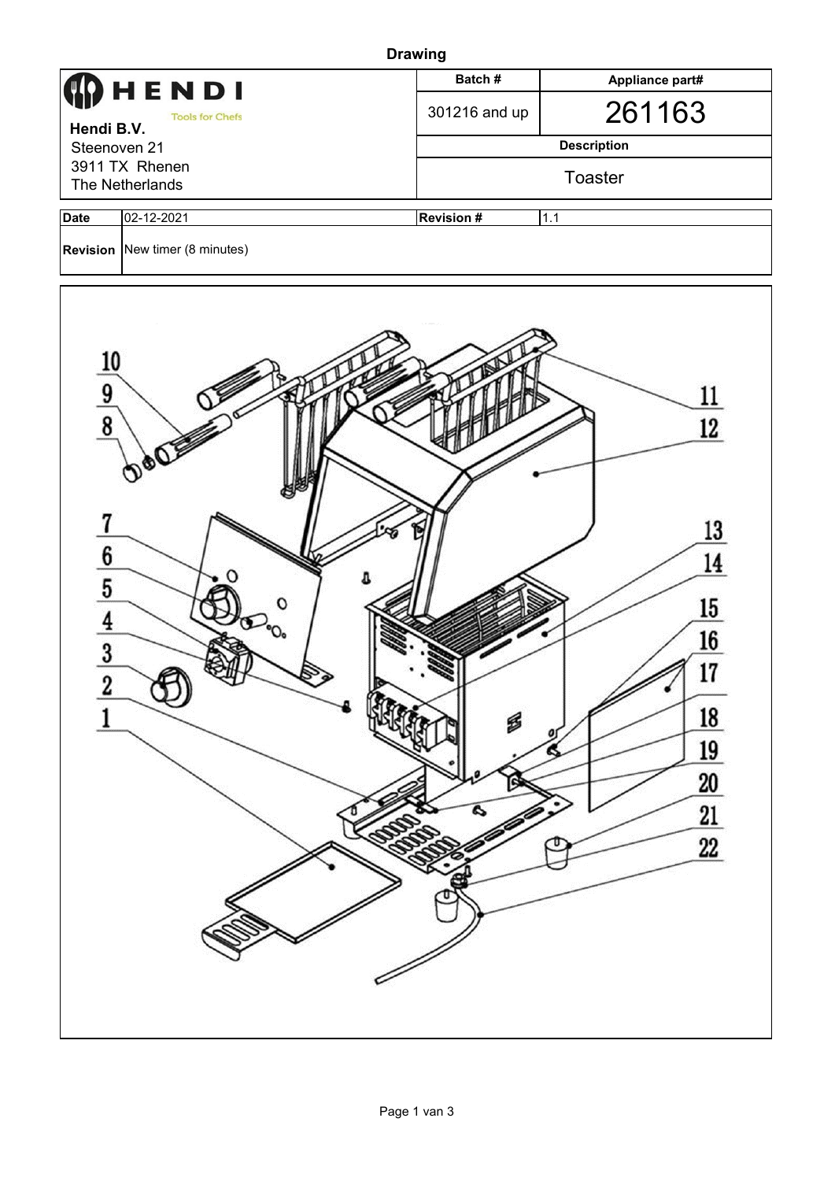**Drawing**

| HENDI Tools for Chefs<br>**Hendi B.V.**<br>Steenoven 21<br>3911 TX Rhenen<br>The Netherlands | **Batch #** | **Appliance part#** |
|---|---|---|
| | 301216 and up | 261163 |
| | **Description** | |
| | Toaster | |

| **Date** | 02-12-2021 | **Revision #** | 1.1 |
|---|---|---|---|
| **Revision** | New timer (8 minutes) | | |

1
2
3
4
5
6
7
8
9
10
11
12
13
14
15
16
17
18
19
20
21
22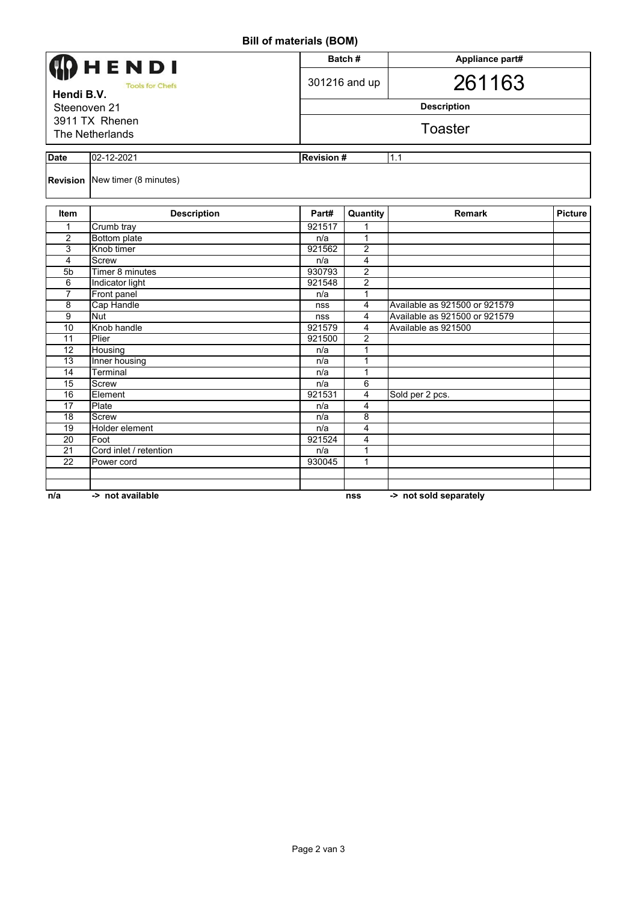# Bill of materials (BOM)

| HENDI Tools for Chefs | Batch # | Appliance part# |
|---|---|---|
| **Hendi B.V.** | 301216 and up | 261163 |
| Steenoven 21 | **Description** | |
| 3911 TX Rhenen | Toaster | |
| The Netherlands | | |

| **Date** | 02-12-2021 | **Revision #** | 1.1 |
|---|---|---|---|
| **Revision** | New timer (8 minutes) | | |

| Item | Description | Part# | Quantity | Remark | Picture |
|---|---|---|---|---|---|
| 1 | Crumb tray | 921517 | 1 | | |
| 2 | Bottom plate | n/a | 1 | | |
| 3 | Knob timer | 921562 | 2 | | |
| 4 | Screw | n/a | 4 | | |
| 5b | Timer 8 minutes | 930793 | 2 | | |
| 6 | Indicator light | 921548 | 2 | | |
| 7 | Front panel | n/a | 1 | | |
| 8 | Cap Handle | nss | 4 | Available as 921500 or 921579 | |
| 9 | Nut | nss | 4 | Available as 921500 or 921579 | |
| 10 | Knob handle | 921579 | 4 | Available as 921500 | |
| 11 | Plier | 921500 | 2 | | |
| 12 | Housing | n/a | 1 | | |
| 13 | Inner housing | n/a | 1 | | |
| 14 | Terminal | n/a | 1 | | |
| 15 | Screw | n/a | 6 | | |
| 16 | Element | 921531 | 4 | Sold per 2 pcs. | |
| 17 | Plate | n/a | 4 | | |
| 18 | Screw | n/a | 8 | | |
| 19 | Holder element | n/a | 4 | | |
| 20 | Foot | 921524 | 4 | | |
| 21 | Cord inlet / retention | n/a | 1 | | |
| 22 | Power cord | 930045 | 1 | | |
| | | | | | |
| | | | | | |

**n/a -> not available** **nss -> not sold separately**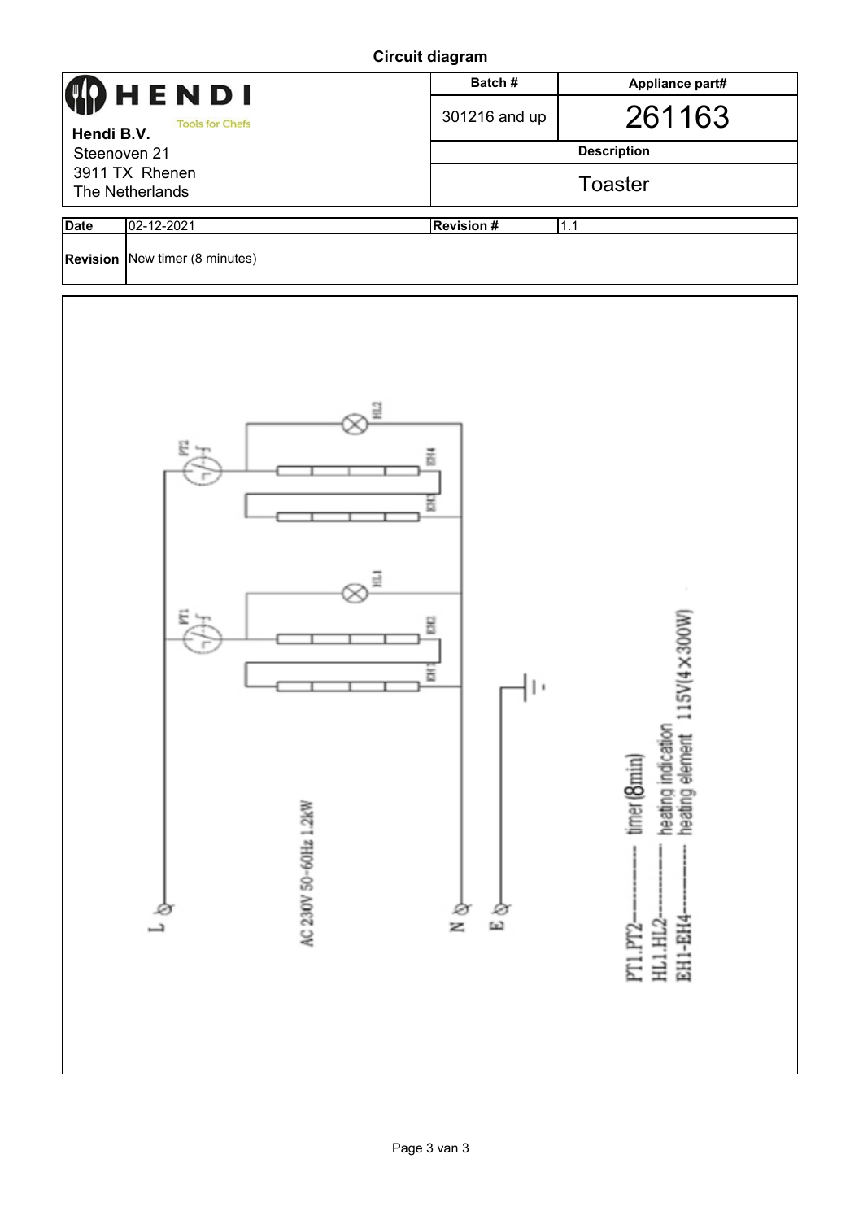# Circuit diagram

| | | |
|---|---|---|
| **HENDI** Tools for Chefs | **Batch #** | **Appliance part#** |
| **Hendi B.V.** | 301216 and up | 261163 |
| Steenoven 21 | **Description** | |
| 3911 TX Rhenen<br>The Netherlands | Toaster | |

| | | | |
|---|---|---|---|
| **Date** | 02-12-2021 | **Revision #** | 1.1 |
| **Revision** | New timer (8 minutes) | | |

HL2

PT2

EH4

EH3

HL1

PT1

EH2

EH1

L

AC 230V 50~60Hz 1.2kW

N

E

PT1.PT2———— timer (8min)

HL1.HL2———— heating indication

EH1-EH4———— heating element 115V(4×300W)